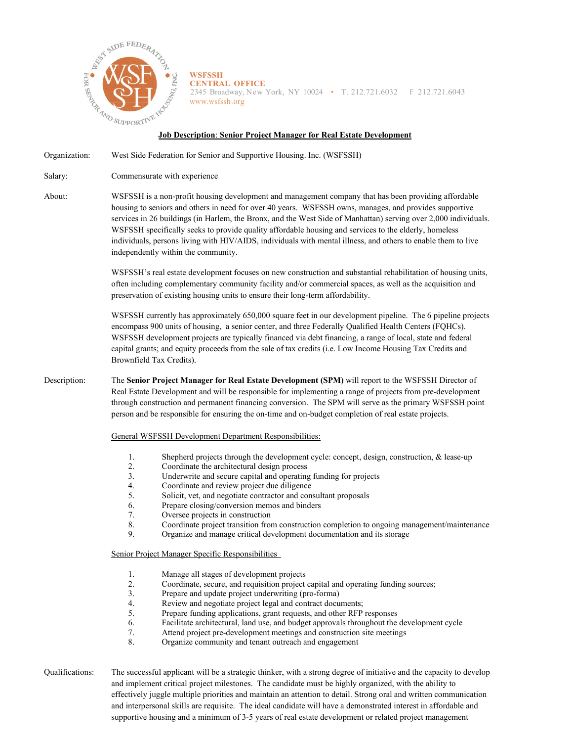**WSFSSH**
**CENTRAL OFFICE**
2345 Broadway, New York, NY 10024 • T. 212.721.6032 F. 212.721.6043
www.wsfssh.org

**Job Description: Senior Project Manager for Real Estate Development**

Organization: West Side Federation for Senior and Supportive Housing. Inc. (WSFSSH)

Salary: Commensurate with experience

About: WSFSSH is a non-profit housing development and management company that has been providing affordable housing to seniors and others in need for over 40 years. WSFSSH owns, manages, and provides supportive services in 26 buildings (in Harlem, the Bronx, and the West Side of Manhattan) serving over 2,000 individuals. WSFSSH specifically seeks to provide quality affordable housing and services to the elderly, homeless individuals, persons living with HIV/AIDS, individuals with mental illness, and others to enable them to live independently within the community.

WSFSSH's real estate development focuses on new construction and substantial rehabilitation of housing units, often including complementary community facility and/or commercial spaces, as well as the acquisition and preservation of existing housing units to ensure their long-term affordability.

WSFSSH currently has approximately 650,000 square feet in our development pipeline. The 6 pipeline projects encompass 900 units of housing, a senior center, and three Federally Qualified Health Centers (FQHCs). WSFSSH development projects are typically financed via debt financing, a range of local, state and federal capital grants; and equity proceeds from the sale of tax credits (i.e. Low Income Housing Tax Credits and Brownfield Tax Credits).

Description: The **Senior Project Manager for Real Estate Development (SPM)** will report to the WSFSSH Director of Real Estate Development and will be responsible for implementing a range of projects from pre-development through construction and permanent financing conversion. The SPM will serve as the primary WSFSSH point person and be responsible for ensuring the on-time and on-budget completion of real estate projects.

General WSFSSH Development Department Responsibilities:

1. Shepherd projects through the development cycle: concept, design, construction, & lease-up
2. Coordinate the architectural design process
3. Underwrite and secure capital and operating funding for projects
4. Coordinate and review project due diligence
5. Solicit, vet, and negotiate contractor and consultant proposals
6. Prepare closing/conversion memos and binders
7. Oversee projects in construction
8. Coordinate project transition from construction completion to ongoing management/maintenance
9. Organize and manage critical development documentation and its storage

Senior Project Manager Specific Responsibilities

1. Manage all stages of development projects
2. Coordinate, secure, and requisition project capital and operating funding sources;
3. Prepare and update project underwriting (pro-forma)
4. Review and negotiate project legal and contract documents;
5. Prepare funding applications, grant requests, and other RFP responses
6. Facilitate architectural, land use, and budget approvals throughout the development cycle
7. Attend project pre-development meetings and construction site meetings
8. Organize community and tenant outreach and engagement

Qualifications: The successful applicant will be a strategic thinker, with a strong degree of initiative and the capacity to develop and implement critical project milestones. The candidate must be highly organized, with the ability to effectively juggle multiple priorities and maintain an attention to detail. Strong oral and written communication and interpersonal skills are requisite. The ideal candidate will have a demonstrated interest in affordable and supportive housing and a minimum of 3-5 years of real estate development or related project management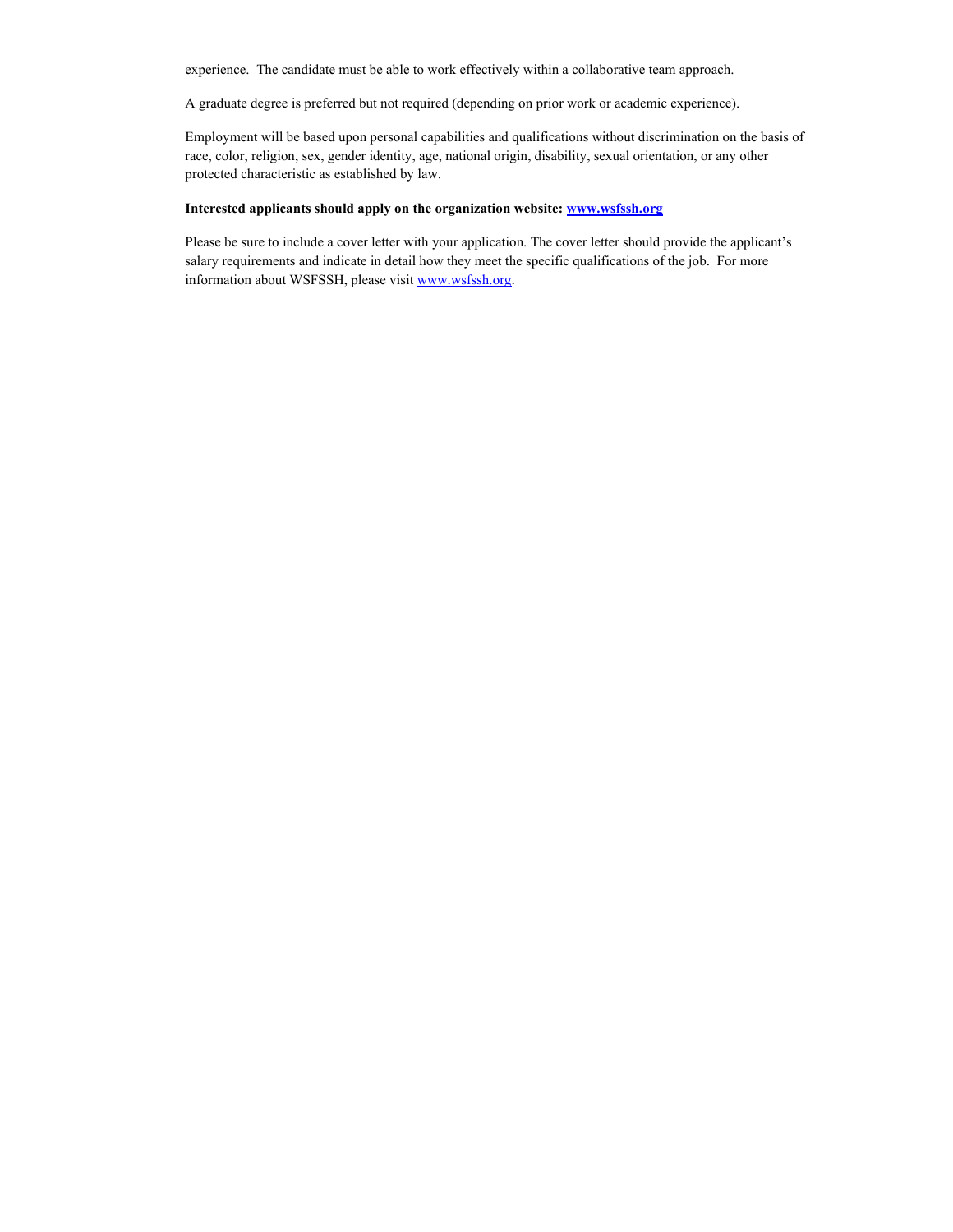experience. The candidate must be able to work effectively within a collaborative team approach.

A graduate degree is preferred but not required (depending on prior work or academic experience).

Employment will be based upon personal capabilities and qualifications without discrimination on the basis of race, color, religion, sex, gender identity, age, national origin, disability, sexual orientation, or any other protected characteristic as established by law.

**Interested applicants should apply on the organization website: [www.wsfssh.org](http://www.wsfssh.org)**

Please be sure to include a cover letter with your application. The cover letter should provide the applicant's salary requirements and indicate in detail how they meet the specific qualifications of the job. For more information about WSFSSH, please visit [www.wsfssh.org](http://www.wsfssh.org).